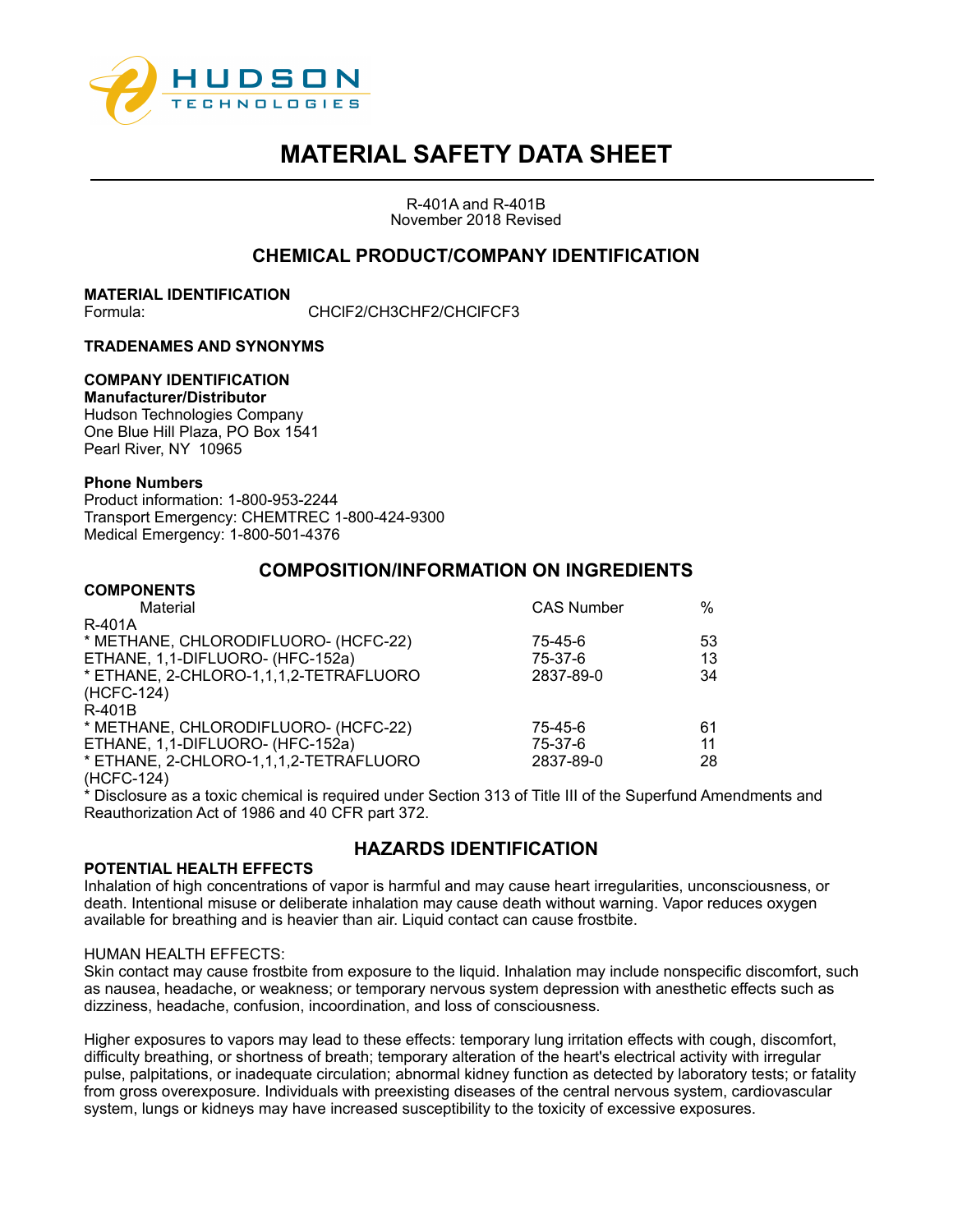# MATERIAL SAFETY DATA SHEET

R-401A and R-401B
November 2018 Revised

## CHEMICAL PRODUCT/COMPANY IDENTIFICATION

**MATERIAL IDENTIFICATION**
Formula: CHClF2/CH3CHF2/CHClFCF3

**TRADENAMES AND SYNONYMS**

**COMPANY IDENTIFICATION**
**Manufacturer/Distributor**
Hudson Technologies Company
One Blue Hill Plaza, PO Box 1541
Pearl River, NY 10965

**Phone Numbers**
Product information: 1-800-953-2244
Transport Emergency: CHEMTREC 1-800-424-9300
Medical Emergency: 1-800-501-4376

## COMPOSITION/INFORMATION ON INGREDIENTS

**COMPONENTS**

| Material | CAS Number | % |
|---|---|---|
| R-401A | | |
| * METHANE, CHLORODIFLUORO- (HCFC-22) | 75-45-6 | 53 |
| ETHANE, 1,1-DIFLUORO- (HFC-152a) | 75-37-6 | 13 |
| * ETHANE, 2-CHLORO-1,1,1,2-TETRAFLUORO (HCFC-124) | 2837-89-0 | 34 |
| R-401B | | |
| * METHANE, CHLORODIFLUORO- (HCFC-22) | 75-45-6 | 61 |
| ETHANE, 1,1-DIFLUORO- (HFC-152a) | 75-37-6 | 11 |
| * ETHANE, 2-CHLORO-1,1,1,2-TETRAFLUORO (HCFC-124) | 2837-89-0 | 28 |

* Disclosure as a toxic chemical is required under Section 313 of Title III of the Superfund Amendments and Reauthorization Act of 1986 and 40 CFR part 372.

## HAZARDS IDENTIFICATION

**POTENTIAL HEALTH EFFECTS**
Inhalation of high concentrations of vapor is harmful and may cause heart irregularities, unconsciousness, or death. Intentional misuse or deliberate inhalation may cause death without warning. Vapor reduces oxygen available for breathing and is heavier than air. Liquid contact can cause frostbite.

HUMAN HEALTH EFFECTS:
Skin contact may cause frostbite from exposure to the liquid. Inhalation may include nonspecific discomfort, such as nausea, headache, or weakness; or temporary nervous system depression with anesthetic effects such as dizziness, headache, confusion, incoordination, and loss of consciousness.

Higher exposures to vapors may lead to these effects: temporary lung irritation effects with cough, discomfort, difficulty breathing, or shortness of breath; temporary alteration of the heart's electrical activity with irregular pulse, palpitations, or inadequate circulation; abnormal kidney function as detected by laboratory tests; or fatality from gross overexposure. Individuals with preexisting diseases of the central nervous system, cardiovascular system, lungs or kidneys may have increased susceptibility to the toxicity of excessive exposures.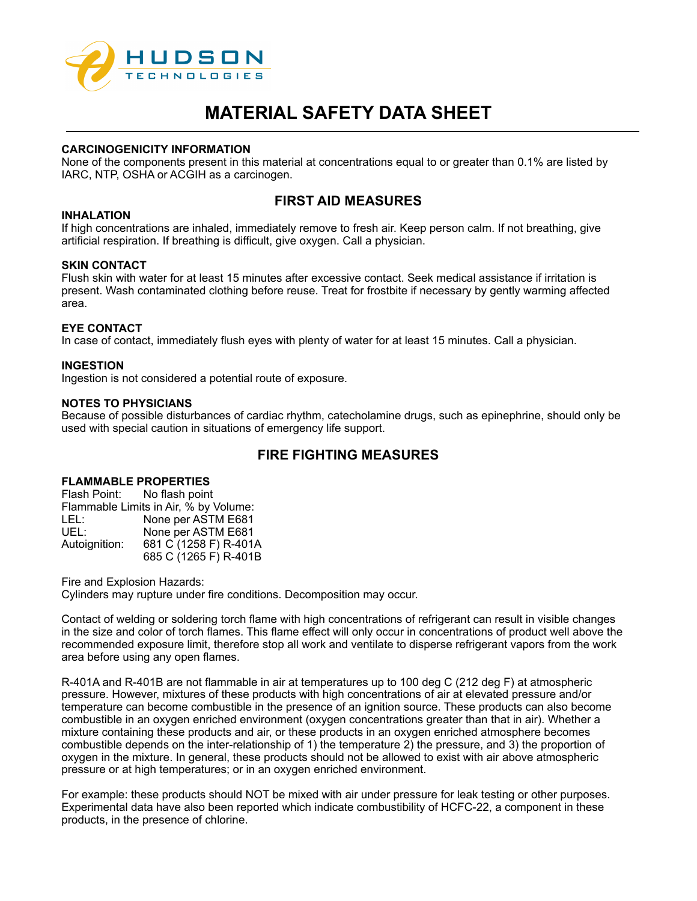# MATERIAL SAFETY DATA SHEET

**CARCINOGENICITY INFORMATION**

None of the components present in this material at concentrations equal to or greater than 0.1% are listed by IARC, NTP, OSHA or ACGIH as a carcinogen.

## FIRST AID MEASURES

**INHALATION**

If high concentrations are inhaled, immediately remove to fresh air. Keep person calm. If not breathing, give artificial respiration. If breathing is difficult, give oxygen. Call a physician.

**SKIN CONTACT**

Flush skin with water for at least 15 minutes after excessive contact. Seek medical assistance if irritation is present. Wash contaminated clothing before reuse. Treat for frostbite if necessary by gently warming affected area.

**EYE CONTACT**

In case of contact, immediately flush eyes with plenty of water for at least 15 minutes. Call a physician.

**INGESTION**

Ingestion is not considered a potential route of exposure.

**NOTES TO PHYSICIANS**

Because of possible disturbances of cardiac rhythm, catecholamine drugs, such as epinephrine, should only be used with special caution in situations of emergency life support.

## FIRE FIGHTING MEASURES

**FLAMMABLE PROPERTIES**

Flash Point: No flash point

Flammable Limits in Air, % by Volume:

LEL: None per ASTM E681

UEL: None per ASTM E681

Autoignition: 681 C (1258 F) R-401A

685 C (1265 F) R-401B

Fire and Explosion Hazards:

Cylinders may rupture under fire conditions. Decomposition may occur.

Contact of welding or soldering torch flame with high concentrations of refrigerant can result in visible changes in the size and color of torch flames. This flame effect will only occur in concentrations of product well above the recommended exposure limit, therefore stop all work and ventilate to disperse refrigerant vapors from the work area before using any open flames.

R-401A and R-401B are not flammable in air at temperatures up to 100 deg C (212 deg F) at atmospheric pressure. However, mixtures of these products with high concentrations of air at elevated pressure and/or temperature can become combustible in the presence of an ignition source. These products can also become combustible in an oxygen enriched environment (oxygen concentrations greater than that in air). Whether a mixture containing these products and air, or these products in an oxygen enriched atmosphere becomes combustible depends on the inter-relationship of 1) the temperature 2) the pressure, and 3) the proportion of oxygen in the mixture. In general, these products should not be allowed to exist with air above atmospheric pressure or at high temperatures; or in an oxygen enriched environment.

For example: these products should NOT be mixed with air under pressure for leak testing or other purposes. Experimental data have also been reported which indicate combustibility of HCFC-22, a component in these products, in the presence of chlorine.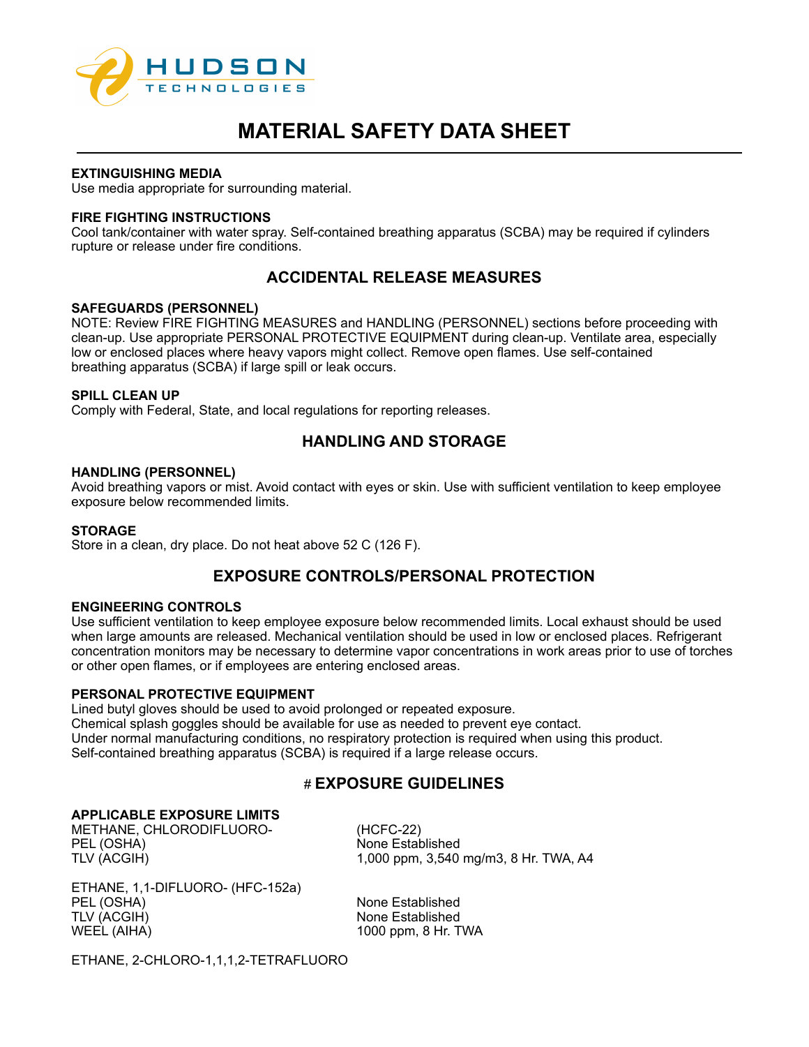# MATERIAL SAFETY DATA SHEET

**EXTINGUISHING MEDIA**

Use media appropriate for surrounding material.

**FIRE FIGHTING INSTRUCTIONS**

Cool tank/container with water spray. Self-contained breathing apparatus (SCBA) may be required if cylinders rupture or release under fire conditions.

## ACCIDENTAL RELEASE MEASURES

**SAFEGUARDS (PERSONNEL)**

NOTE: Review FIRE FIGHTING MEASURES and HANDLING (PERSONNEL) sections before proceeding with clean-up. Use appropriate PERSONAL PROTECTIVE EQUIPMENT during clean-up. Ventilate area, especially low or enclosed places where heavy vapors might collect. Remove open flames. Use self-contained breathing apparatus (SCBA) if large spill or leak occurs.

**SPILL CLEAN UP**

Comply with Federal, State, and local regulations for reporting releases.

## HANDLING AND STORAGE

**HANDLING (PERSONNEL)**

Avoid breathing vapors or mist. Avoid contact with eyes or skin. Use with sufficient ventilation to keep employee exposure below recommended limits.

**STORAGE**

Store in a clean, dry place. Do not heat above 52 C (126 F).

## EXPOSURE CONTROLS/PERSONAL PROTECTION

**ENGINEERING CONTROLS**

Use sufficient ventilation to keep employee exposure below recommended limits. Local exhaust should be used when large amounts are released. Mechanical ventilation should be used in low or enclosed places. Refrigerant concentration monitors may be necessary to determine vapor concentrations in work areas prior to use of torches or other open flames, or if employees are entering enclosed areas.

**PERSONAL PROTECTIVE EQUIPMENT**

Lined butyl gloves should be used to avoid prolonged or repeated exposure.
Chemical splash goggles should be available for use as needed to prevent eye contact.
Under normal manufacturing conditions, no respiratory protection is required when using this product.
Self-contained breathing apparatus (SCBA) is required if a large release occurs.

## # EXPOSURE GUIDELINES

**APPLICABLE EXPOSURE LIMITS**

| | |
|---|---|
| METHANE, CHLORODIFLUORO- | (HCFC-22) |
| PEL (OSHA) | None Established |
| TLV (ACGIH) | 1,000 ppm, 3,540 mg/m3, 8 Hr. TWA, A4 |

| | |
|---|---|
| ETHANE, 1,1-DIFLUORO- (HFC-152a) | |
| PEL (OSHA) | None Established |
| TLV (ACGIH) | None Established |
| WEEL (AIHA) | 1000 ppm, 8 Hr. TWA |

ETHANE, 2-CHLORO-1,1,1,2-TETRAFLUORO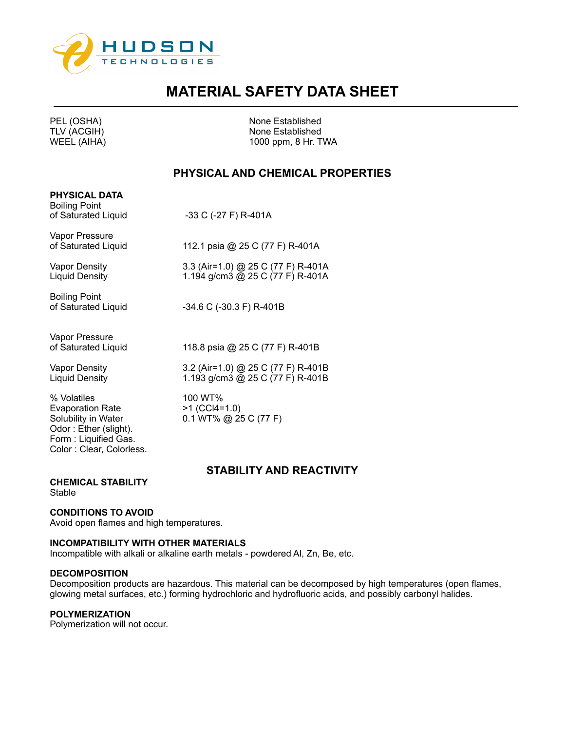# MATERIAL SAFETY DATA SHEET

| | |
|---|---|
| PEL (OSHA) | None Established |
| TLV (ACGIH) | None Established |
| WEEL (AIHA) | 1000 ppm, 8 Hr. TWA |

## PHYSICAL AND CHEMICAL PROPERTIES

**PHYSICAL DATA**

| | |
|---|---|
| Boiling Point of Saturated Liquid | -33 C (-27 F) R-401A |
| Vapor Pressure of Saturated Liquid | 112.1 psia @ 25 C (77 F) R-401A |
| Vapor Density | 3.3 (Air=1.0) @ 25 C (77 F) R-401A |
| Liquid Density | 1.194 g/cm3 @ 25 C (77 F) R-401A |
| Boiling Point of Saturated Liquid | -34.6 C (-30.3 F) R-401B |
| Vapor Pressure of Saturated Liquid | 118.8 psia @ 25 C (77 F) R-401B |
| Vapor Density | 3.2 (Air=1.0) @ 25 C (77 F) R-401B |
| Liquid Density | 1.193 g/cm3 @ 25 C (77 F) R-401B |
| % Volatiles | 100 WT% |
| Evaporation Rate | >1 ($CCl_4$=1.0) |
| Solubility in Water | 0.1 WT% @ 25 C (77 F) |

Odor : Ether (slight).
Form : Liquified Gas.
Color : Clear, Colorless.

## STABILITY AND REACTIVITY

**CHEMICAL STABILITY**
Stable

**CONDITIONS TO AVOID**
Avoid open flames and high temperatures.

**INCOMPATIBILITY WITH OTHER MATERIALS**
Incompatible with alkali or alkaline earth metals - powdered Al, Zn, Be, etc.

**DECOMPOSITION**
Decomposition products are hazardous. This material can be decomposed by high temperatures (open flames, glowing metal surfaces, etc.) forming hydrochloric and hydrofluoric acids, and possibly carbonyl halides.

**POLYMERIZATION**
Polymerization will not occur.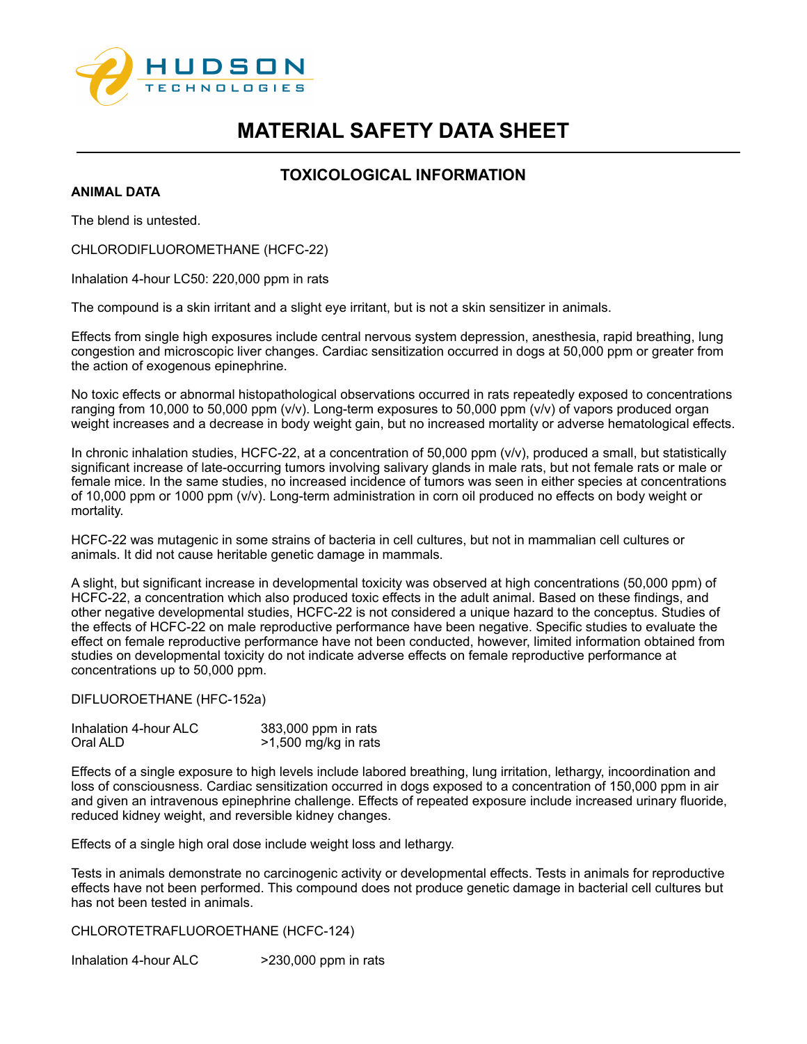# MATERIAL SAFETY DATA SHEET

## TOXICOLOGICAL INFORMATION

**ANIMAL DATA**

The blend is untested.

CHLORODIFLUOROMETHANE (HCFC-22)

Inhalation 4-hour LC50: 220,000 ppm in rats

The compound is a skin irritant and a slight eye irritant, but is not a skin sensitizer in animals.

Effects from single high exposures include central nervous system depression, anesthesia, rapid breathing, lung congestion and microscopic liver changes. Cardiac sensitization occurred in dogs at 50,000 ppm or greater from the action of exogenous epinephrine.

No toxic effects or abnormal histopathological observations occurred in rats repeatedly exposed to concentrations ranging from 10,000 to 50,000 ppm (v/v). Long-term exposures to 50,000 ppm (v/v) of vapors produced organ weight increases and a decrease in body weight gain, but no increased mortality or adverse hematological effects.

In chronic inhalation studies, HCFC-22, at a concentration of 50,000 ppm (v/v), produced a small, but statistically significant increase of late-occurring tumors involving salivary glands in male rats, but not female rats or male or female mice. In the same studies, no increased incidence of tumors was seen in either species at concentrations of 10,000 ppm or 1000 ppm (v/v). Long-term administration in corn oil produced no effects on body weight or mortality.

HCFC-22 was mutagenic in some strains of bacteria in cell cultures, but not in mammalian cell cultures or animals. It did not cause heritable genetic damage in mammals.

A slight, but significant increase in developmental toxicity was observed at high concentrations (50,000 ppm) of HCFC-22, a concentration which also produced toxic effects in the adult animal. Based on these findings, and other negative developmental studies, HCFC-22 is not considered a unique hazard to the conceptus. Studies of the effects of HCFC-22 on male reproductive performance have been negative. Specific studies to evaluate the effect on female reproductive performance have not been conducted, however, limited information obtained from studies on developmental toxicity do not indicate adverse effects on female reproductive performance at concentrations up to 50,000 ppm.

DIFLUOROETHANE (HFC-152a)

| | |
|---|---|
| Inhalation 4-hour ALC | 383,000 ppm in rats |
| Oral ALD | >1,500 mg/kg in rats |

Effects of a single exposure to high levels include labored breathing, lung irritation, lethargy, incoordination and loss of consciousness. Cardiac sensitization occurred in dogs exposed to a concentration of 150,000 ppm in air and given an intravenous epinephrine challenge. Effects of repeated exposure include increased urinary fluoride, reduced kidney weight, and reversible kidney changes.

Effects of a single high oral dose include weight loss and lethargy.

Tests in animals demonstrate no carcinogenic activity or developmental effects. Tests in animals for reproductive effects have not been performed. This compound does not produce genetic damage in bacterial cell cultures but has not been tested in animals.

CHLOROTETRAFLUOROETHANE (HCFC-124)

| | |
|---|---|
| Inhalation 4-hour ALC | >230,000 ppm in rats |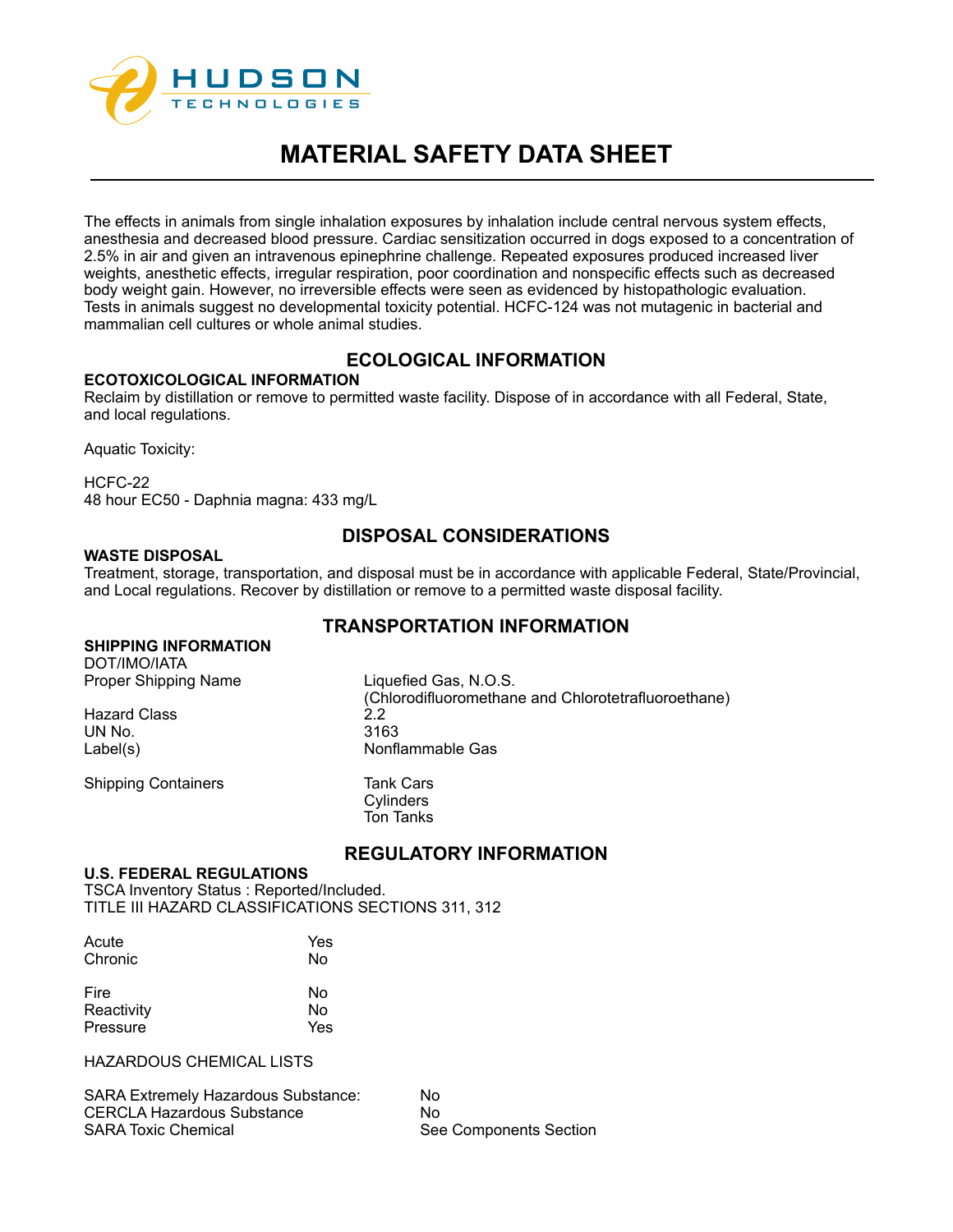The effects in animals from single inhalation exposures by inhalation include central nervous system effects, anesthesia and decreased blood pressure. Cardiac sensitization occurred in dogs exposed to a concentration of 2.5% in air and given an intravenous epinephrine challenge. Repeated exposures produced increased liver weights, anesthetic effects, irregular respiration, poor coordination and nonspecific effects such as decreased body weight gain. However, no irreversible effects were seen as evidenced by histopathologic evaluation. Tests in animals suggest no developmental toxicity potential. HCFC-124 was not mutagenic in bacterial and mammalian cell cultures or whole animal studies.

## ECOLOGICAL INFORMATION

**ECOTOXICOLOGICAL INFORMATION**

Reclaim by distillation or remove to permitted waste facility. Dispose of in accordance with all Federal, State, and local regulations.

Aquatic Toxicity:

HCFC-22
48 hour EC50 - Daphnia magna: 433 mg/L

## DISPOSAL CONSIDERATIONS

**WASTE DISPOSAL**

Treatment, storage, transportation, and disposal must be in accordance with applicable Federal, State/Provincial, and Local regulations. Recover by distillation or remove to a permitted waste disposal facility.

## TRANSPORTATION INFORMATION

**SHIPPING INFORMATION**

DOT/IMO/IATA

| | |
|---|---|
| Proper Shipping Name | Liquefied Gas, N.O.S. (Chlorodifluoromethane and Chlorotetrafluoroethane) |
| Hazard Class | 2.2 |
| UN No. | 3163 |
| Label(s) | Nonflammable Gas |
| Shipping Containers | Tank Cars<br>Cylinders<br>Ton Tanks |

## REGULATORY INFORMATION

**U.S. FEDERAL REGULATIONS**

TSCA Inventory Status : Reported/Included.
TITLE III HAZARD CLASSIFICATIONS SECTIONS 311, 312

| | |
|---|---|
| Acute | Yes |
| Chronic | No |
| Fire | No |
| Reactivity | No |
| Pressure | Yes |

HAZARDOUS CHEMICAL LISTS

| | |
|---|---|
| SARA Extremely Hazardous Substance: | No |
| CERCLA Hazardous Substance | No |
| SARA Toxic Chemical | See Components Section |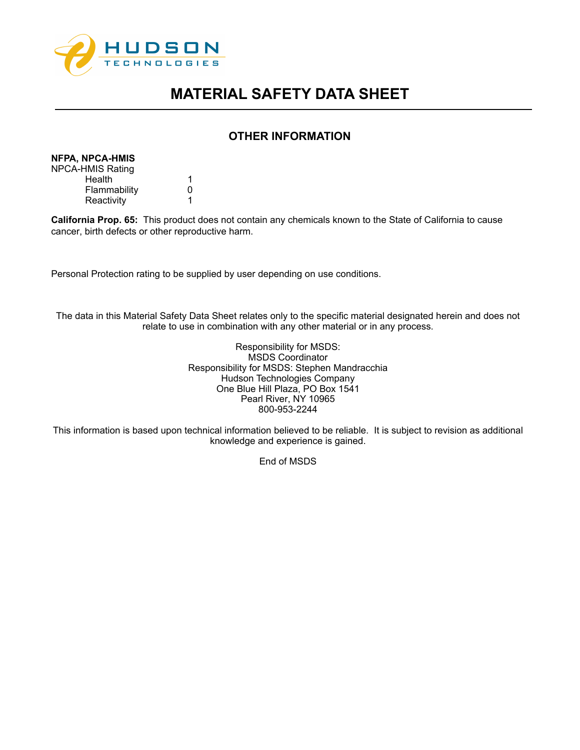# MATERIAL SAFETY DATA SHEET

## OTHER INFORMATION

**NFPA, NPCA-HMIS**

NPCA-HMIS Rating

| | |
|---|---|
| Health | 1 |
| Flammability | 0 |
| Reactivity | 1 |

**California Prop. 65:** This product does not contain any chemicals known to the State of California to cause cancer, birth defects or other reproductive harm.

Personal Protection rating to be supplied by user depending on use conditions.

The data in this Material Safety Data Sheet relates only to the specific material designated herein and does not relate to use in combination with any other material or in any process.

Responsibility for MSDS:
MSDS Coordinator
Responsibility for MSDS: Stephen Mandracchia
Hudson Technologies Company
One Blue Hill Plaza, PO Box 1541
Pearl River, NY 10965
800-953-2244

This information is based upon technical information believed to be reliable. It is subject to revision as additional knowledge and experience is gained.

End of MSDS